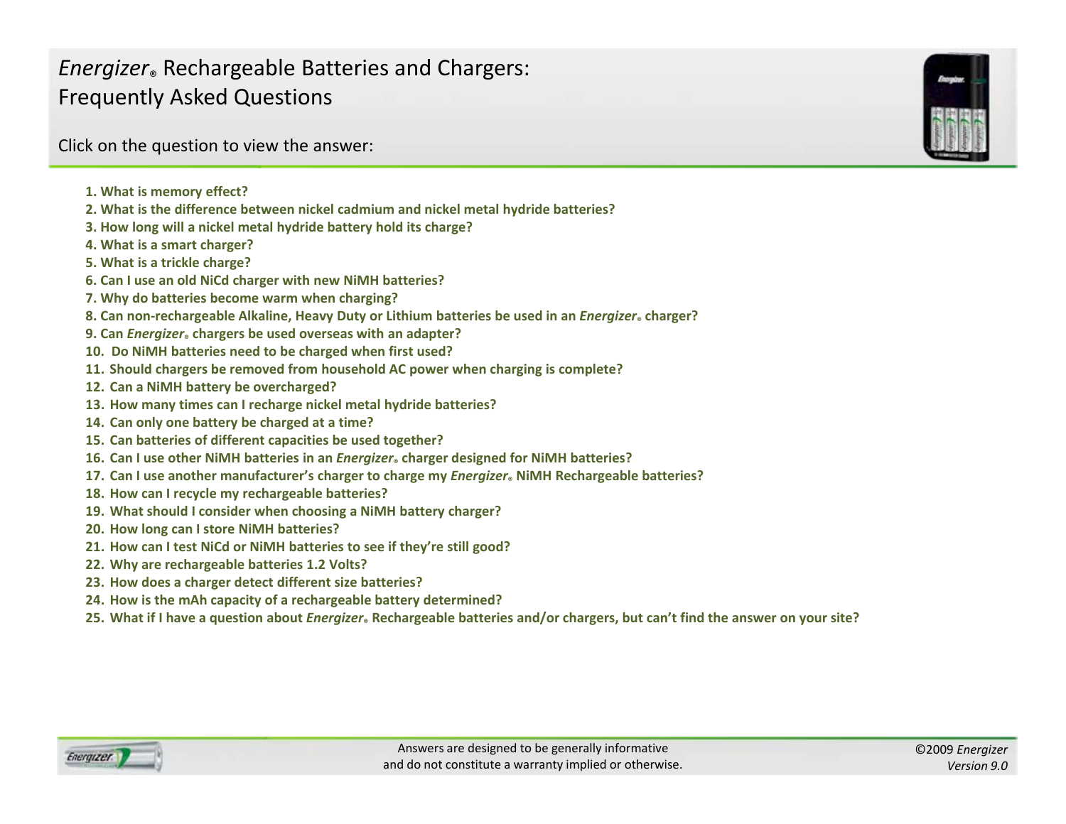# *Energizer*® Rechargeable Batteries and Chargers: Frequently Asked Questions

Click on the question to view the answer:

1. **What is memory effect?**
2. **What is the difference between nickel cadmium and nickel metal hydride batteries?**
3. **How long will a nickel metal hydride battery hold its charge?**
4. **What is a smart charger?**
5. **What is a trickle charge?**
6. **Can I use an old NiCd charger with new NiMH batteries?**
7. **Why do batteries become warm when charging?**
8. **Can non-rechargeable Alkaline, Heavy Duty or Lithium batteries be used in an *Energizer*® charger?**
9. **Can *Energizer*® chargers be used overseas with an adapter?**
10. **Do NiMH batteries need to be charged when first used?**
11. **Should chargers be removed from household AC power when charging is complete?**
12. **Can a NiMH battery be overcharged?**
13. **How many times can I recharge nickel metal hydride batteries?**
14. **Can only one battery be charged at a time?**
15. **Can batteries of different capacities be used together?**
16. **Can I use other NiMH batteries in an *Energizer*® charger designed for NiMH batteries?**
17. **Can I use another manufacturer's charger to charge my *Energizer*® NiMH Rechargeable batteries?**
18. **How can I recycle my rechargeable batteries?**
19. **What should I consider when choosing a NiMH battery charger?**
20. **How long can I store NiMH batteries?**
21. **How can I test NiCd or NiMH batteries to see if they're still good?**
22. **Why are rechargeable batteries 1.2 Volts?**
23. **How does a charger detect different size batteries?**
24. **How is the mAh capacity of a rechargeable battery determined?**
25. **What if I have a question about *Energizer*® Rechargeable batteries and/or chargers, but can't find the answer on your site?**

Answers are designed to be generally informative and do not constitute a warranty implied or otherwise.

©2009 *Energizer*
*Version 9.0*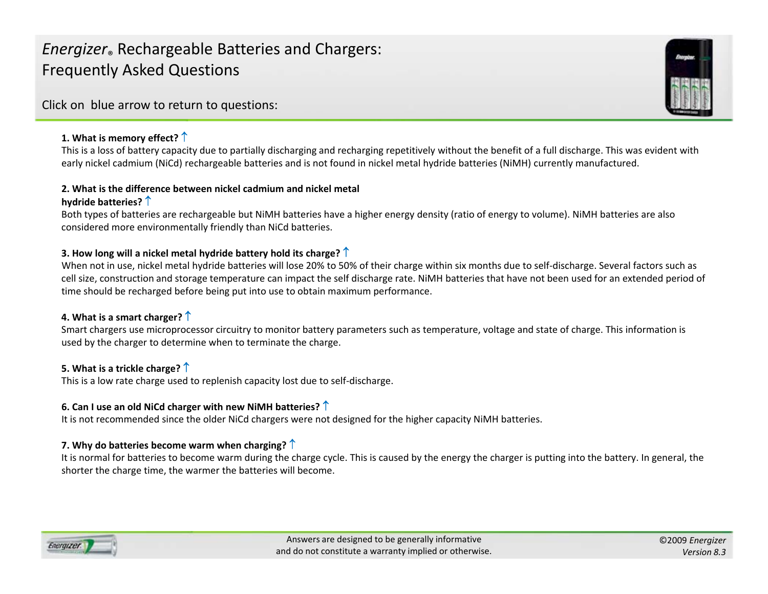# *Energizer*® Rechargeable Batteries and Chargers: Frequently Asked Questions

Click on blue arrow to return to questions:

**1. What is memory effect?** ↑

This is a loss of battery capacity due to partially discharging and recharging repetitively without the benefit of a full discharge. This was evident with early nickel cadmium (NiCd) rechargeable batteries and is not found in nickel metal hydride batteries (NiMH) currently manufactured.

**2. What is the difference between nickel cadmium and nickel metal hydride batteries?** ↑

Both types of batteries are rechargeable but NiMH batteries have a higher energy density (ratio of energy to volume). NiMH batteries are also considered more environmentally friendly than NiCd batteries.

**3. How long will a nickel metal hydride battery hold its charge?** ↑

When not in use, nickel metal hydride batteries will lose 20% to 50% of their charge within six months due to self-discharge. Several factors such as cell size, construction and storage temperature can impact the self discharge rate. NiMH batteries that have not been used for an extended period of time should be recharged before being put into use to obtain maximum performance.

**4. What is a smart charger?** ↑

Smart chargers use microprocessor circuitry to monitor battery parameters such as temperature, voltage and state of charge. This information is used by the charger to determine when to terminate the charge.

**5. What is a trickle charge?** ↑

This is a low rate charge used to replenish capacity lost due to self-discharge.

**6. Can I use an old NiCd charger with new NiMH batteries?** ↑

It is not recommended since the older NiCd chargers were not designed for the higher capacity NiMH batteries.

**7. Why do batteries become warm when charging?** ↑

It is normal for batteries to become warm during the charge cycle. This is caused by the energy the charger is putting into the battery. In general, the shorter the charge time, the warmer the batteries will become.

Answers are designed to be generally informative and do not constitute a warranty implied or otherwise.

©2009 *Energizer*
*Version 8.3*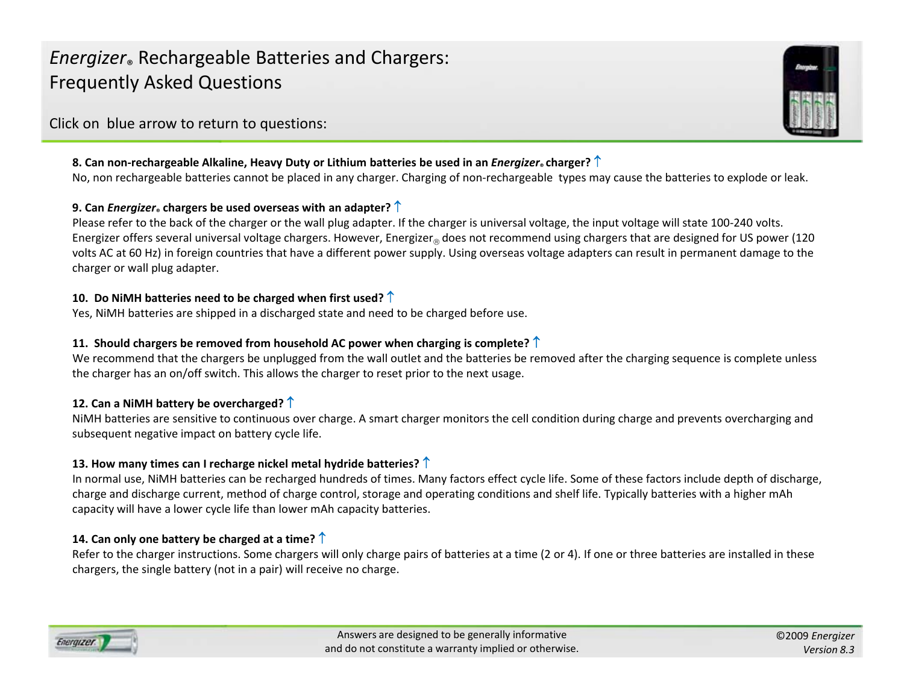# *Energizer*® Rechargeable Batteries and Chargers: Frequently Asked Questions

Click on blue arrow to return to questions:

**8. Can non-rechargeable Alkaline, Heavy Duty or Lithium batteries be used in an *Energizer*® charger?** ↑
No, non rechargeable batteries cannot be placed in any charger. Charging of non-rechargeable types may cause the batteries to explode or leak.

**9. Can *Energizer*® chargers be used overseas with an adapter?** ↑
Please refer to the back of the charger or the wall plug adapter. If the charger is universal voltage, the input voltage will state 100-240 volts. Energizer offers several universal voltage chargers. However, Energizer® does not recommend using chargers that are designed for US power (120 volts AC at 60 Hz) in foreign countries that have a different power supply. Using overseas voltage adapters can result in permanent damage to the charger or wall plug adapter.

**10. Do NiMH batteries need to be charged when first used?** ↑
Yes, NiMH batteries are shipped in a discharged state and need to be charged before use.

**11. Should chargers be removed from household AC power when charging is complete?** ↑
We recommend that the chargers be unplugged from the wall outlet and the batteries be removed after the charging sequence is complete unless the charger has an on/off switch. This allows the charger to reset prior to the next usage.

**12. Can a NiMH battery be overcharged?** ↑
NiMH batteries are sensitive to continuous over charge. A smart charger monitors the cell condition during charge and prevents overcharging and subsequent negative impact on battery cycle life.

**13. How many times can I recharge nickel metal hydride batteries?** ↑
In normal use, NiMH batteries can be recharged hundreds of times. Many factors effect cycle life. Some of these factors include depth of discharge, charge and discharge current, method of charge control, storage and operating conditions and shelf life. Typically batteries with a higher mAh capacity will have a lower cycle life than lower mAh capacity batteries.

**14. Can only one battery be charged at a time?** ↑
Refer to the charger instructions. Some chargers will only charge pairs of batteries at a time (2 or 4). If one or three batteries are installed in these chargers, the single battery (not in a pair) will receive no charge.

Answers are designed to be generally informative and do not constitute a warranty implied or otherwise.

©2009 *Energizer*
*Version 8.3*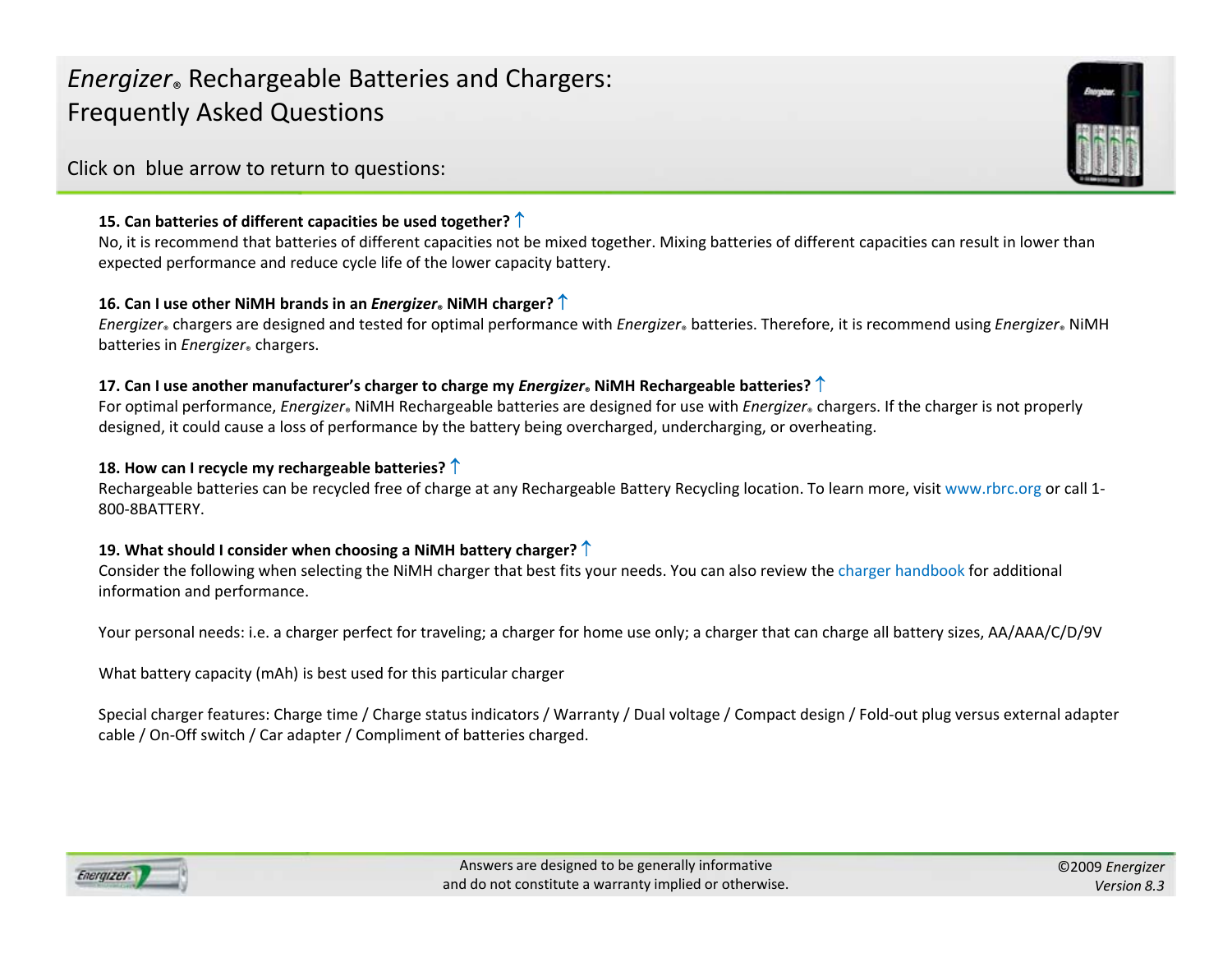# *Energizer*® Rechargeable Batteries and Chargers: Frequently Asked Questions

Click on blue arrow to return to questions:

**15. Can batteries of different capacities be used together?** ↑

No, it is recommend that batteries of different capacities not be mixed together. Mixing batteries of different capacities can result in lower than expected performance and reduce cycle life of the lower capacity battery.

**16. Can I use other NiMH brands in an *Energizer*® NiMH charger?** ↑

*Energizer*® chargers are designed and tested for optimal performance with *Energizer*® batteries. Therefore, it is recommend using *Energizer*® NiMH batteries in *Energizer*® chargers.

**17. Can I use another manufacturer's charger to charge my *Energizer*® NiMH Rechargeable batteries?** ↑

For optimal performance, *Energizer*® NiMH Rechargeable batteries are designed for use with *Energizer*® chargers. If the charger is not properly designed, it could cause a loss of performance by the battery being overcharged, undercharging, or overheating.

**18. How can I recycle my rechargeable batteries?** ↑

Rechargeable batteries can be recycled free of charge at any Rechargeable Battery Recycling location. To learn more, visit www.rbrc.org or call 1-800-8BATTERY.

**19. What should I consider when choosing a NiMH battery charger?** ↑

Consider the following when selecting the NiMH charger that best fits your needs. You can also review the charger handbook for additional information and performance.

Your personal needs: i.e. a charger perfect for traveling; a charger for home use only; a charger that can charge all battery sizes, AA/AAA/C/D/9V

What battery capacity (mAh) is best used for this particular charger

Special charger features: Charge time / Charge status indicators / Warranty / Dual voltage / Compact design / Fold-out plug versus external adapter cable / On-Off switch / Car adapter / Compliment of batteries charged.

Answers are designed to be generally informative and do not constitute a warranty implied or otherwise.

©2009 *Energizer*
*Version 8.3*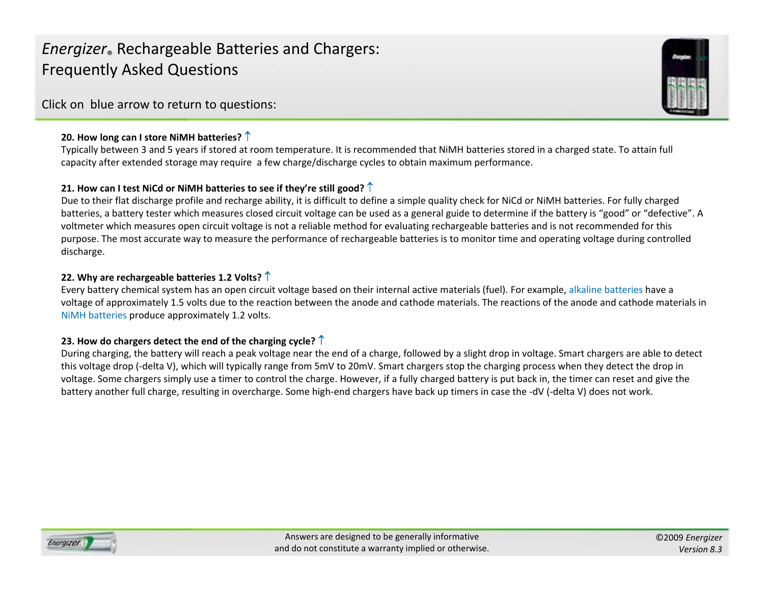# *Energizer®* Rechargeable Batteries and Chargers: Frequently Asked Questions

Click on blue arrow to return to questions:

**20. How long can I store NiMH batteries?** ↑

Typically between 3 and 5 years if stored at room temperature. It is recommended that NiMH batteries stored in a charged state. To attain full capacity after extended storage may require a few charge/discharge cycles to obtain maximum performance.

**21. How can I test NiCd or NiMH batteries to see if they're still good?** ↑

Due to their flat discharge profile and recharge ability, it is difficult to define a simple quality check for NiCd or NiMH batteries. For fully charged batteries, a battery tester which measures closed circuit voltage can be used as a general guide to determine if the battery is "good" or "defective". A voltmeter which measures open circuit voltage is not a reliable method for evaluating rechargeable batteries and is not recommended for this purpose. The most accurate way to measure the performance of rechargeable batteries is to monitor time and operating voltage during controlled discharge.

**22. Why are rechargeable batteries 1.2 Volts?** ↑

Every battery chemical system has an open circuit voltage based on their internal active materials (fuel). For example, alkaline batteries have a voltage of approximately 1.5 volts due to the reaction between the anode and cathode materials. The reactions of the anode and cathode materials in NiMH batteries produce approximately 1.2 volts.

**23. How do chargers detect the end of the charging cycle?** ↑

During charging, the battery will reach a peak voltage near the end of a charge, followed by a slight drop in voltage. Smart chargers are able to detect this voltage drop (-delta V), which will typically range from 5mV to 20mV. Smart chargers stop the charging process when they detect the drop in voltage. Some chargers simply use a timer to control the charge. However, if a fully charged battery is put back in, the timer can reset and give the battery another full charge, resulting in overcharge. Some high-end chargers have back up timers in case the -dV (-delta V) does not work.

Answers are designed to be generally informative and do not constitute a warranty implied or otherwise.

©2009 *Energizer*
*Version 8.3*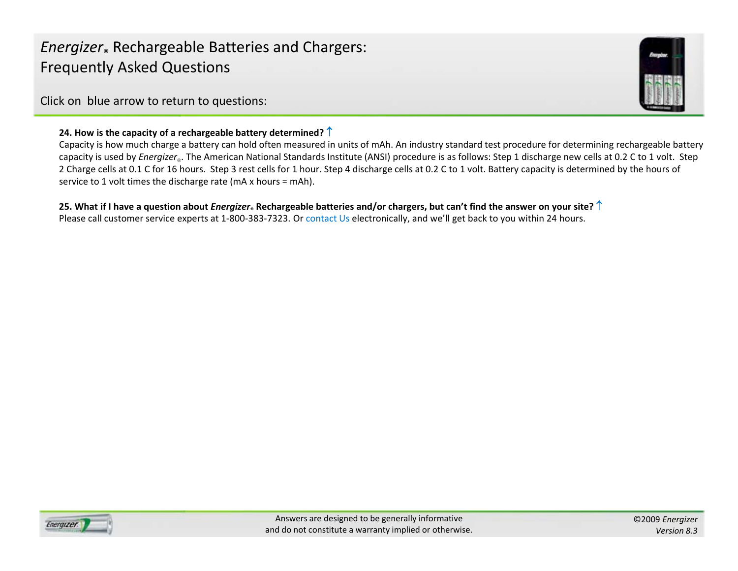**24. How is the capacity of a rechargeable battery determined?** ↑

Capacity is how much charge a battery can hold often measured in units of mAh. An industry standard test procedure for determining rechargeable battery capacity is used by *Energizer*®. The American National Standards Institute (ANSI) procedure is as follows: Step 1 discharge new cells at 0.2 C to 1 volt. Step 2 Charge cells at 0.1 C for 16 hours. Step 3 rest cells for 1 hour. Step 4 discharge cells at 0.2 C to 1 volt. Battery capacity is determined by the hours of service to 1 volt times the discharge rate (mA x hours = mAh).

**25. What if I have a question about *Energizer*® Rechargeable batteries and/or chargers, but can't find the answer on your site?** ↑

Please call customer service experts at 1-800-383-7323. Or contact Us electronically, and we'll get back to you within 24 hours.